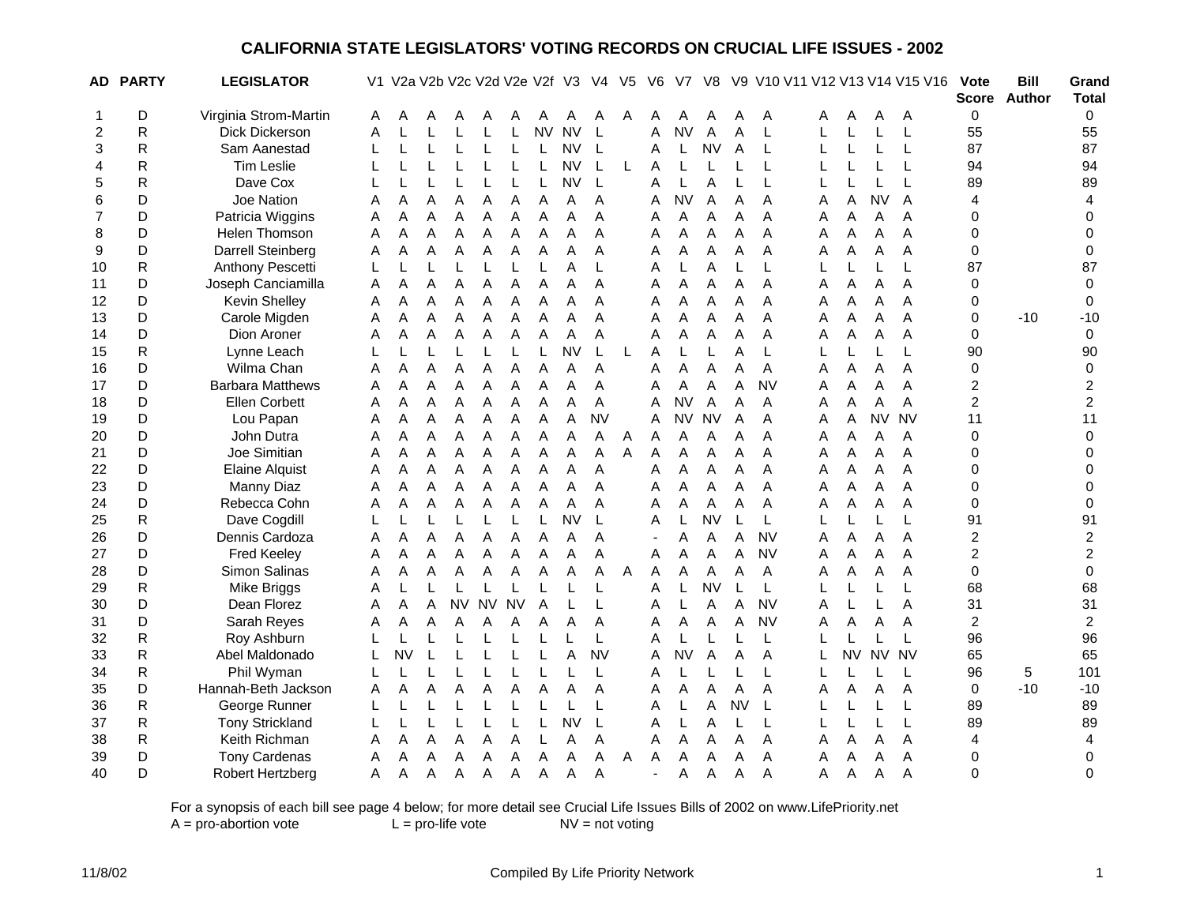# CALIFORNIA STATE LEGISLATORS' VOTING RECORDS ON CRUCIAL LIFE ISSUES - 2002

| AD | PARTY | LEGISLATOR | V1 | V2a | V2b | V2c | V2d | V2e | V2f | V3 | V4 | V5 | V6 | V7 | V8 | V9 | V10 | V11 | V12 | V13 | V14 | V15 | V16 | Vote Score | Bill Author | Grand Total |
|---|---|---|---|---|---|---|---|---|---|---|---|---|---|---|---|---|---|---|---|---|---|---|---|---|---|---|
| 1 | D | Virginia Strom-Martin | A | A | A | A | A | A | A | A | A | A | A | A | A | A | A | | A | A | A | A | | 0 | | 0 |
| 2 | R | Dick Dickerson | A | L | L | L | L | L | NV | NV | L | | A | NV | A | A | L | | L | L | L | L | | 55 | | 55 |
| 3 | R | Sam Aanestad | L | L | L | L | L | L | L | NV | L | | A | L | NV | A | L | | L | L | L | L | | 87 | | 87 |
| 4 | R | Tim Leslie | L | L | L | L | L | L | L | NV | L | L | A | L | L | L | L | | L | L | L | L | | 94 | | 94 |
| 5 | R | Dave Cox | L | L | L | L | L | L | L | NV | L | | A | L | A | L | L | | L | L | L | L | | 89 | | 89 |
| 6 | D | Joe Nation | A | A | A | A | A | A | A | A | A | | A | NV | A | A | A | | A | A | NV | A | | 4 | | 4 |
| 7 | D | Patricia Wiggins | A | A | A | A | A | A | A | A | A | | A | A | A | A | A | | A | A | A | A | | 0 | | 0 |
| 8 | D | Helen Thomson | A | A | A | A | A | A | A | A | A | | A | A | A | A | A | | A | A | A | A | | 0 | | 0 |
| 9 | D | Darrell Steinberg | A | A | A | A | A | A | A | A | A | | A | A | A | A | A | | A | A | A | A | | 0 | | 0 |
| 10 | R | Anthony Pescetti | L | L | L | L | L | L | L | A | L | | A | L | A | L | L | | L | L | L | L | | 87 | | 87 |
| 11 | D | Joseph Canciamilla | A | A | A | A | A | A | A | A | A | | A | A | A | A | A | | A | A | A | A | | 0 | | 0 |
| 12 | D | Kevin Shelley | A | A | A | A | A | A | A | A | A | | A | A | A | A | A | | A | A | A | A | | 0 | | 0 |
| 13 | D | Carole Migden | A | A | A | A | A | A | A | A | A | | A | A | A | A | A | | A | A | A | A | | 0 | -10 | -10 |
| 14 | D | Dion Aroner | A | A | A | A | A | A | A | A | A | | A | A | A | A | A | | A | A | A | A | | 0 | | 0 |
| 15 | R | Lynne Leach | L | L | L | L | L | L | L | NV | L | L | A | L | L | A | L | | L | L | L | L | | 90 | | 90 |
| 16 | D | Wilma Chan | A | A | A | A | A | A | A | A | A | | A | A | A | A | A | | A | A | A | A | | 0 | | 0 |
| 17 | D | Barbara Matthews | A | A | A | A | A | A | A | A | A | | A | A | A | A | NV | | A | A | A | A | | 2 | | 2 |
| 18 | D | Ellen Corbett | A | A | A | A | A | A | A | A | A | | A | NV | A | A | A | | A | A | A | A | | 2 | | 2 |
| 19 | D | Lou Papan | A | A | A | A | A | A | A | A | NV | | A | NV | NV | A | A | | A | A | NV | NV | | 11 | | 11 |
| 20 | D | John Dutra | A | A | A | A | A | A | A | A | A | A | A | A | A | A | A | | A | A | A | A | | 0 | | 0 |
| 21 | D | Joe Simitian | A | A | A | A | A | A | A | A | A | A | A | A | A | A | A | | A | A | A | A | | 0 | | 0 |
| 22 | D | Elaine Alquist | A | A | A | A | A | A | A | A | A | | A | A | A | A | A | | A | A | A | A | | 0 | | 0 |
| 23 | D | Manny Diaz | A | A | A | A | A | A | A | A | A | | A | A | A | A | A | | A | A | A | A | | 0 | | 0 |
| 24 | D | Rebecca Cohn | A | A | A | A | A | A | A | A | A | | A | A | A | A | A | | A | A | A | A | | 0 | | 0 |
| 25 | R | Dave Cogdill | L | L | L | L | L | L | L | NV | L | | A | L | NV | L | L | | L | L | L | L | | 91 | | 91 |
| 26 | D | Dennis Cardoza | A | A | A | A | A | A | A | A | A | | - | A | A | A | NV | | A | A | A | A | | 2 | | 2 |
| 27 | D | Fred Keeley | A | A | A | A | A | A | A | A | A | | A | A | A | A | NV | | A | A | A | A | | 2 | | 2 |
| 28 | D | Simon Salinas | A | A | A | A | A | A | A | A | A | A | A | A | A | A | A | | A | A | A | A | | 0 | | 0 |
| 29 | R | Mike Briggs | A | L | L | L | L | L | L | L | L | | A | L | NV | L | L | | L | L | L | L | | 68 | | 68 |
| 30 | D | Dean Florez | A | A | A | NV | NV | NV | A | L | L | | A | L | A | A | NV | | A | L | L | A | | 31 | | 31 |
| 31 | D | Sarah Reyes | A | A | A | A | A | A | A | A | A | | A | A | A | A | NV | | A | A | A | A | | 2 | | 2 |
| 32 | R | Roy Ashburn | L | L | L | L | L | L | L | L | L | | A | L | L | L | L | | L | L | L | L | | 96 | | 96 |
| 33 | R | Abel Maldonado | L | NV | L | L | L | L | L | A | NV | | A | NV | A | A | A | | L | NV | NV | NV | | 65 | | 65 |
| 34 | R | Phil Wyman | L | L | L | L | L | L | L | L | L | | A | L | L | L | L | | L | L | L | L | | 96 | 5 | 101 |
| 35 | D | Hannah-Beth Jackson | A | A | A | A | A | A | A | A | A | | A | A | A | A | A | | A | A | A | A | | 0 | -10 | -10 |
| 36 | R | George Runner | L | L | L | L | L | L | L | L | L | | A | L | A | NV | L | | L | L | L | L | | 89 | | 89 |
| 37 | R | Tony Strickland | L | L | L | L | L | L | L | NV | L | | A | L | A | L | L | | L | L | L | L | | 89 | | 89 |
| 38 | R | Keith Richman | A | A | A | A | A | A | L | A | A | | A | A | A | A | A | | A | A | A | A | | 4 | | 4 |
| 39 | D | Tony Cardenas | A | A | A | A | A | A | A | A | A | A | A | A | A | A | A | | A | A | A | A | | 0 | | 0 |
| 40 | D | Robert Hertzberg | A | A | A | A | A | A | A | A | A | | - | A | A | A | A | | A | A | A | A | | 0 | | 0 |

For a synopsis of each bill see page 4 below; for more detail see Crucial Life Issues Bills of 2002 on www.LifePriority.net

A = pro-abortion vote L = pro-life vote NV = not voting

11/8/02 Compiled By Life Priority Network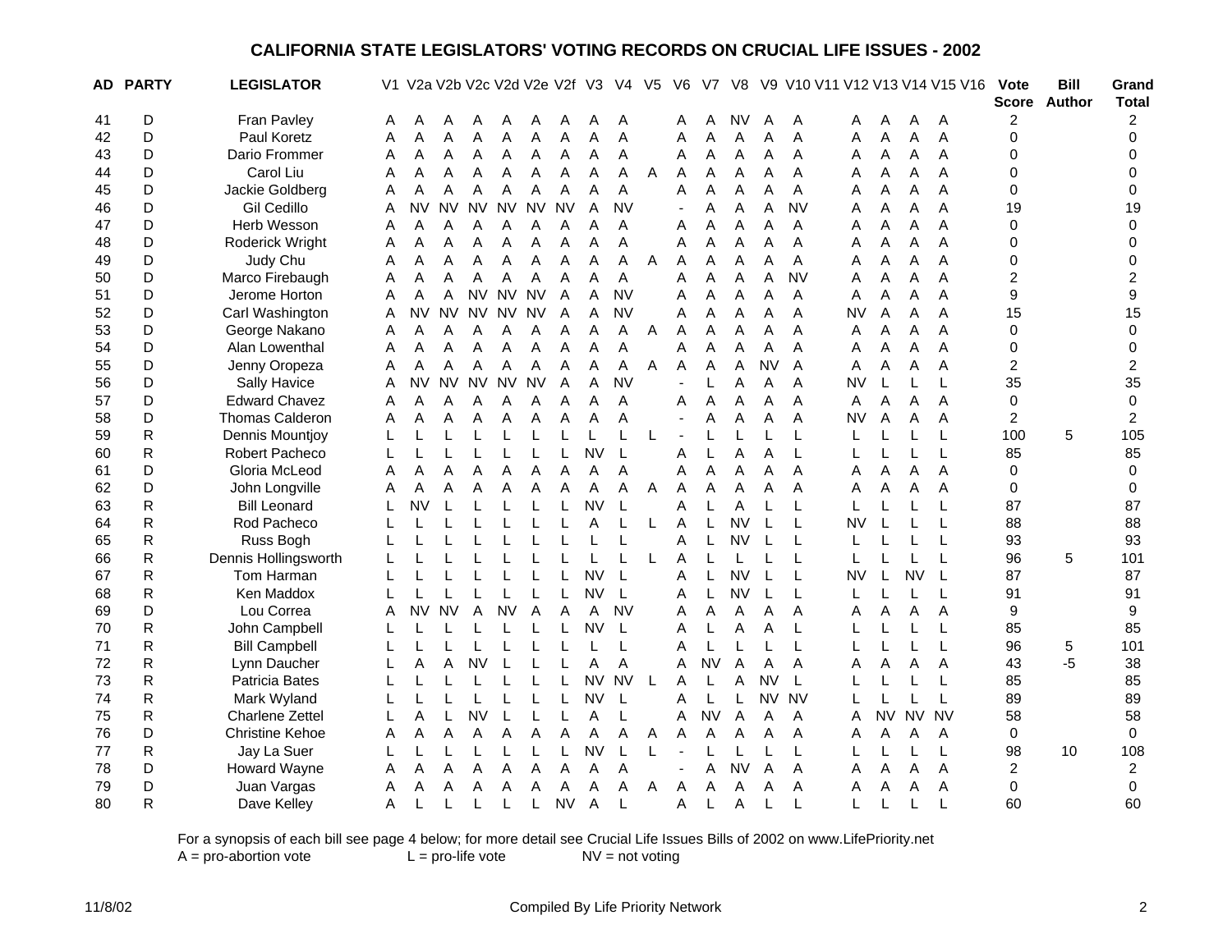# CALIFORNIA STATE LEGISLATORS' VOTING RECORDS ON CRUCIAL LIFE ISSUES - 2002

| AD | PARTY | LEGISLATOR | V1 | V2a | V2b | V2c | V2d | V2e | V2f | V3 | V4 | V5 | V6 | V7 | V8 | V9 | V10 | V11 | V12 | V13 | V14 | V15 | V16 | Vote Score | Bill Author | Grand Total |
|---|---|---|---|---|---|---|---|---|---|---|---|---|---|---|---|---|---|---|---|---|---|---|---|---|---|---|
| 41 | D | Fran Pavley | A | A | A | A | A | A | A | A | A | | A | A | NV | A | A | | A | A | A | A | | 2 | | 2 |
| 42 | D | Paul Koretz | A | A | A | A | A | A | A | A | A | | A | A | A | A | A | | A | A | A | A | | 0 | | 0 |
| 43 | D | Dario Frommer | A | A | A | A | A | A | A | A | A | | A | A | A | A | A | | A | A | A | A | | 0 | | 0 |
| 44 | D | Carol Liu | A | A | A | A | A | A | A | A | A | A | A | A | A | A | A | | A | A | A | A | | 0 | | 0 |
| 45 | D | Jackie Goldberg | A | A | A | A | A | A | A | A | A | | A | A | A | A | A | | A | A | A | A | | 0 | | 0 |
| 46 | D | Gil Cedillo | A | NV | NV | NV | NV | NV | NV | A | NV | | - | A | A | A | NV | | A | A | A | A | | 19 | | 19 |
| 47 | D | Herb Wesson | A | A | A | A | A | A | A | A | A | | A | A | A | A | A | | A | A | A | A | | 0 | | 0 |
| 48 | D | Roderick Wright | A | A | A | A | A | A | A | A | A | | A | A | A | A | A | | A | A | A | A | | 0 | | 0 |
| 49 | D | Judy Chu | A | A | A | A | A | A | A | A | A | A | A | A | A | A | A | | A | A | A | A | | 0 | | 0 |
| 50 | D | Marco Firebaugh | A | A | A | A | A | A | A | A | A | | A | A | A | A | NV | | A | A | A | A | | 2 | | 2 |
| 51 | D | Jerome Horton | A | A | A | NV | NV | NV | A | A | NV | | A | A | A | A | A | | A | A | A | A | | 9 | | 9 |
| 52 | D | Carl Washington | A | NV | NV | NV | NV | NV | A | A | NV | | A | A | A | A | A | | NV | A | A | A | | 15 | | 15 |
| 53 | D | George Nakano | A | A | A | A | A | A | A | A | A | A | A | A | A | A | A | | A | A | A | A | | 0 | | 0 |
| 54 | D | Alan Lowenthal | A | A | A | A | A | A | A | A | A | | A | A | A | A | A | | A | A | A | A | | 0 | | 0 |
| 55 | D | Jenny Oropeza | A | A | A | A | A | A | A | A | A | A | A | A | A | NV | A | | A | A | A | A | | 2 | | 2 |
| 56 | D | Sally Havice | A | NV | NV | NV | NV | NV | A | A | NV | | - | L | A | A | A | | NV | L | L | L | | 35 | | 35 |
| 57 | D | Edward Chavez | A | A | A | A | A | A | A | A | A | | A | A | A | A | A | | A | A | A | A | | 0 | | 0 |
| 58 | D | Thomas Calderon | A | A | A | A | A | A | A | A | A | | - | A | A | A | A | | NV | A | A | A | | 2 | | 2 |
| 59 | R | Dennis Mountjoy | L | L | L | L | L | L | L | L | L | L | - | L | L | L | L | | L | L | L | L | | 100 | 5 | 105 |
| 60 | R | Robert Pacheco | L | L | L | L | L | L | L | NV | L | | A | L | A | A | L | | L | L | L | L | | 85 | | 85 |
| 61 | D | Gloria McLeod | A | A | A | A | A | A | A | A | A | | A | A | A | A | A | | A | A | A | A | | 0 | | 0 |
| 62 | D | John Longville | A | A | A | A | A | A | A | A | A | A | A | A | A | A | A | | A | A | A | A | | 0 | | 0 |
| 63 | R | Bill Leonard | L | NV | L | L | L | L | L | NV | L | | A | L | A | L | L | | L | L | L | L | | 87 | | 87 |
| 64 | R | Rod Pacheco | L | L | L | L | L | L | L | A | L | L | A | L | NV | L | L | | NV | L | L | L | | 88 | | 88 |
| 65 | R | Russ Bogh | L | L | L | L | L | L | L | L | L | | A | L | NV | L | L | | L | L | L | L | | 93 | | 93 |
| 66 | R | Dennis Hollingsworth | L | L | L | L | L | L | L | L | L | L | A | L | L | L | L | | L | L | L | L | | 96 | 5 | 101 |
| 67 | R | Tom Harman | L | L | L | L | L | L | L | NV | L | | A | L | NV | L | L | | NV | L | NV | L | | 87 | | 87 |
| 68 | R | Ken Maddox | L | L | L | L | L | L | L | NV | L | | A | L | NV | L | L | | L | L | L | L | | 91 | | 91 |
| 69 | D | Lou Correa | A | NV | NV | A | NV | A | A | A | NV | | A | A | A | A | A | | A | A | A | A | | 9 | | 9 |
| 70 | R | John Campbell | L | L | L | L | L | L | L | NV | L | | A | L | A | A | L | | L | L | L | L | | 85 | | 85 |
| 71 | R | Bill Campbell | L | L | L | L | L | L | L | L | L | | A | L | L | L | L | | L | L | L | L | | 96 | 5 | 101 |
| 72 | R | Lynn Daucher | L | A | A | NV | L | L | L | A | A | | A | NV | A | A | A | | A | A | A | A | | 43 | -5 | 38 |
| 73 | R | Patricia Bates | L | L | L | L | L | L | L | NV | NV | L | A | L | A | NV | L | | L | L | L | L | | 85 | | 85 |
| 74 | R | Mark Wyland | L | L | L | L | L | L | L | NV | L | | A | L | L | NV | NV | | L | L | L | L | | 89 | | 89 |
| 75 | R | Charlene Zettel | L | A | L | NV | L | L | L | A | L | | A | NV | A | A | A | | A | NV | NV | NV | | 58 | | 58 |
| 76 | D | Christine Kehoe | A | A | A | A | A | A | A | A | A | A | A | A | A | A | A | | A | A | A | A | | 0 | | 0 |
| 77 | R | Jay La Suer | L | L | L | L | L | L | L | NV | L | L | - | L | L | L | L | | L | L | L | L | | 98 | 10 | 108 |
| 78 | D | Howard Wayne | A | A | A | A | A | A | A | A | A | | - | A | NV | A | A | | A | A | A | A | | 2 | | 2 |
| 79 | D | Juan Vargas | A | A | A | A | A | A | A | A | A | A | A | A | A | A | A | | A | A | A | A | | 0 | | 0 |
| 80 | R | Dave Kelley | A | L | L | L | L | L | NV | A | L | | A | L | A | L | L | | L | L | L | L | | 60 | | 60 |

For a synopsis of each bill see page 4 below; for more detail see Crucial Life Issues Bills of 2002 on www.LifePriority.net

A = pro-abortion vote L = pro-life vote NV = not voting

11/8/02 Compiled By Life Priority Network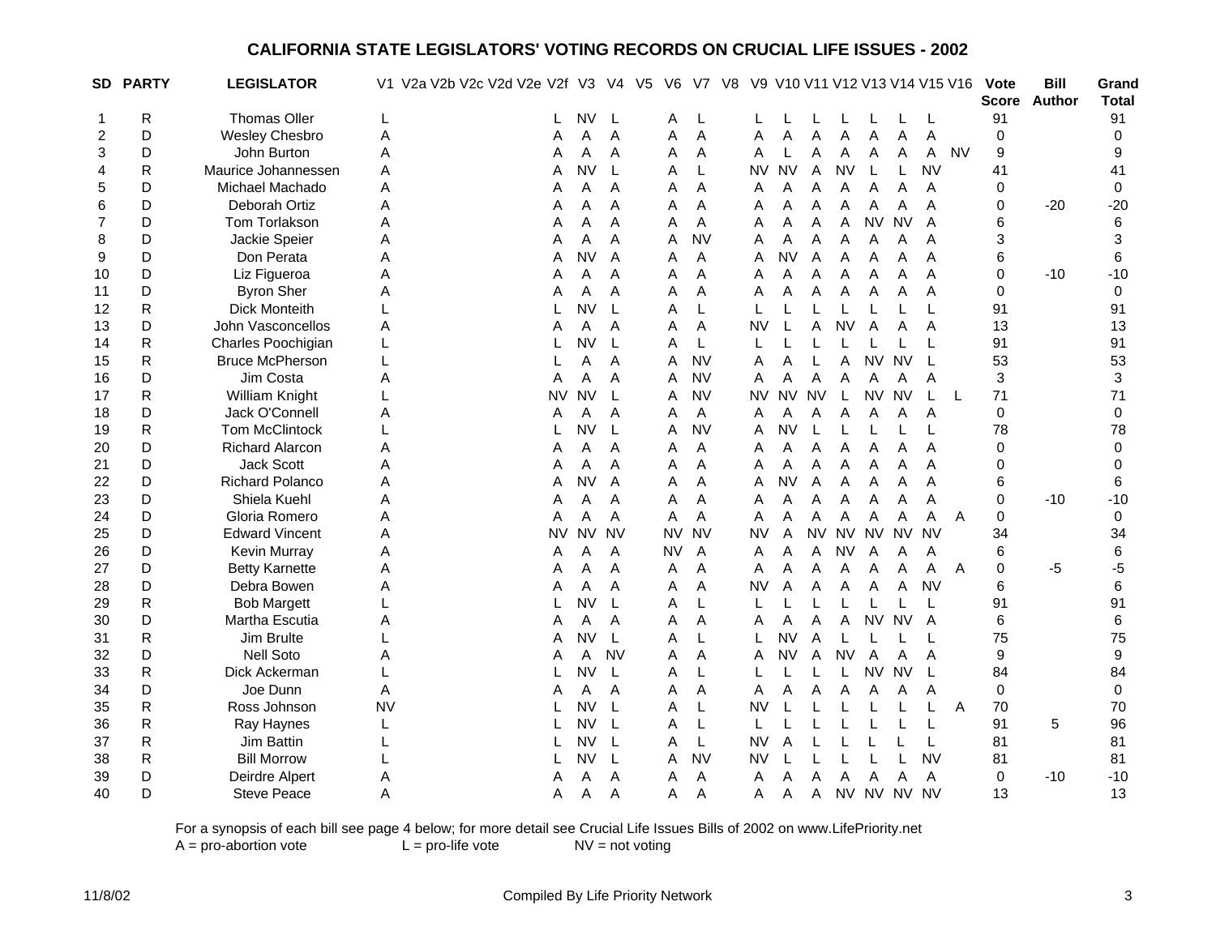# CALIFORNIA STATE LEGISLATORS' VOTING RECORDS ON CRUCIAL LIFE ISSUES - 2002

| SD | PARTY | LEGISLATOR | V1 | V2a | V2b | V2c | V2d | V2e | V2f | V3 | V4 | V5 | V6 | V7 | V8 | V9 | V10 | V11 | V12 | V13 | V14 | V15 | V16 | Vote Score | Bill Author | Grand Total |
|---|---|---|---|---|---|---|---|---|---|---|---|---|---|---|---|---|---|---|---|---|---|---|---|---|---|---|
| 1 | R | Thomas Oller | L | | | | | | L | NV | L | | A | L | | L | L | L | L | L | L | L | | 91 | | 91 |
| 2 | D | Wesley Chesbro | A | | | | | | A | A | A | | A | A | | A | A | A | A | A | A | A | | 0 | | 0 |
| 3 | D | John Burton | A | | | | | | A | A | A | | A | A | | A | L | A | A | A | A | A | NV | 9 | | 9 |
| 4 | R | Maurice Johannessen | A | | | | | | A | NV | L | | A | L | | NV | NV | A | NV | L | L | NV | | 41 | | 41 |
| 5 | D | Michael Machado | A | | | | | | A | A | A | | A | A | | A | A | A | A | A | A | A | | 0 | | 0 |
| 6 | D | Deborah Ortiz | A | | | | | | A | A | A | | A | A | | A | A | A | A | A | A | A | | 0 | -20 | -20 |
| 7 | D | Tom Torlakson | A | | | | | | A | A | A | | A | A | | A | A | A | A | NV | NV | A | | 6 | | 6 |
| 8 | D | Jackie Speier | A | | | | | | A | A | A | | A | NV | | A | A | A | A | A | A | A | | 3 | | 3 |
| 9 | D | Don Perata | A | | | | | | A | NV | A | | A | A | | A | NV | A | A | A | A | A | | 6 | | 6 |
| 10 | D | Liz Figueroa | A | | | | | | A | A | A | | A | A | | A | A | A | A | A | A | A | | 0 | -10 | -10 |
| 11 | D | Byron Sher | A | | | | | | A | A | A | | A | A | | A | A | A | A | A | A | A | | 0 | | 0 |
| 12 | R | Dick Monteith | L | | | | | | L | NV | L | | A | L | | L | L | L | L | L | L | L | | 91 | | 91 |
| 13 | D | John Vasconcellos | A | | | | | | A | A | A | | A | A | | NV | L | A | NV | A | A | A | | 13 | | 13 |
| 14 | R | Charles Poochigian | L | | | | | | L | NV | L | | A | L | | L | L | L | L | L | L | L | | 91 | | 91 |
| 15 | R | Bruce McPherson | L | | | | | | L | A | A | | A | NV | | A | A | L | A | NV | NV | L | | 53 | | 53 |
| 16 | D | Jim Costa | A | | | | | | A | A | A | | A | NV | | A | A | A | A | A | A | A | | 3 | | 3 |
| 17 | R | William Knight | L | | | | | | NV | NV | L | | A | NV | | NV | NV | NV | L | NV | NV | L | L | 71 | | 71 |
| 18 | D | Jack O'Connell | A | | | | | | A | A | A | | A | A | | A | A | A | A | A | A | A | | 0 | | 0 |
| 19 | R | Tom McClintock | L | | | | | | L | NV | L | | A | NV | | A | NV | L | L | L | L | L | | 78 | | 78 |
| 20 | D | Richard Alarcon | A | | | | | | A | A | A | | A | A | | A | A | A | A | A | A | A | | 0 | | 0 |
| 21 | D | Jack Scott | A | | | | | | A | A | A | | A | A | | A | A | A | A | A | A | A | | 0 | | 0 |
| 22 | D | Richard Polanco | A | | | | | | A | NV | A | | A | A | | A | NV | A | A | A | A | A | | 6 | | 6 |
| 23 | D | Shiela Kuehl | A | | | | | | A | A | A | | A | A | | A | A | A | A | A | A | A | | 0 | -10 | -10 |
| 24 | D | Gloria Romero | A | | | | | | A | A | A | | A | A | | A | A | A | A | A | A | A | A | 0 | | 0 |
| 25 | D | Edward Vincent | A | | | | | | NV | NV | NV | | NV | NV | | NV | A | NV | NV | NV | NV | NV | | 34 | | 34 |
| 26 | D | Kevin Murray | A | | | | | | A | A | A | | NV | A | | A | A | A | NV | A | A | A | | 6 | | 6 |
| 27 | D | Betty Karnette | A | | | | | | A | A | A | | A | A | | A | A | A | A | A | A | A | A | 0 | -5 | -5 |
| 28 | D | Debra Bowen | A | | | | | | A | A | A | | A | A | | NV | A | A | A | A | A | NV | | 6 | | 6 |
| 29 | R | Bob Margett | L | | | | | | L | NV | L | | A | L | | L | L | L | L | L | L | L | | 91 | | 91 |
| 30 | D | Martha Escutia | A | | | | | | A | A | A | | A | A | | A | A | A | A | NV | NV | A | | 6 | | 6 |
| 31 | R | Jim Brulte | L | | | | | | A | NV | L | | A | L | | L | NV | A | L | L | L | L | | 75 | | 75 |
| 32 | D | Nell Soto | A | | | | | | A | A | NV | | A | A | | A | NV | A | NV | A | A | A | | 9 | | 9 |
| 33 | R | Dick Ackerman | L | | | | | | L | NV | L | | A | L | | L | L | L | L | NV | NV | L | | 84 | | 84 |
| 34 | D | Joe Dunn | A | | | | | | A | A | A | | A | A | | A | A | A | A | A | A | A | | 0 | | 0 |
| 35 | R | Ross Johnson | NV | | | | | | L | NV | L | | A | L | | NV | L | L | L | L | L | L | A | 70 | | 70 |
| 36 | R | Ray Haynes | L | | | | | | L | NV | L | | A | L | | L | L | L | L | L | L | L | | 91 | 5 | 96 |
| 37 | R | Jim Battin | L | | | | | | L | NV | L | | A | L | | NV | A | L | L | L | L | L | | 81 | | 81 |
| 38 | R | Bill Morrow | L | | | | | | L | NV | L | | A | NV | | NV | L | L | L | L | L | NV | | 81 | | 81 |
| 39 | D | Deirdre Alpert | A | | | | | | A | A | A | | A | A | | A | A | A | A | A | A | A | | 0 | -10 | -10 |
| 40 | D | Steve Peace | A | | | | | | A | A | A | | A | A | | A | A | A | NV | NV | NV | NV | | 13 | | 13 |

For a synopsis of each bill see page 4 below; for more detail see Crucial Life Issues Bills of 2002 on www.LifePriority.net

A = pro-abortion vote L = pro-life vote NV = not voting

11/8/02 Compiled By Life Priority Network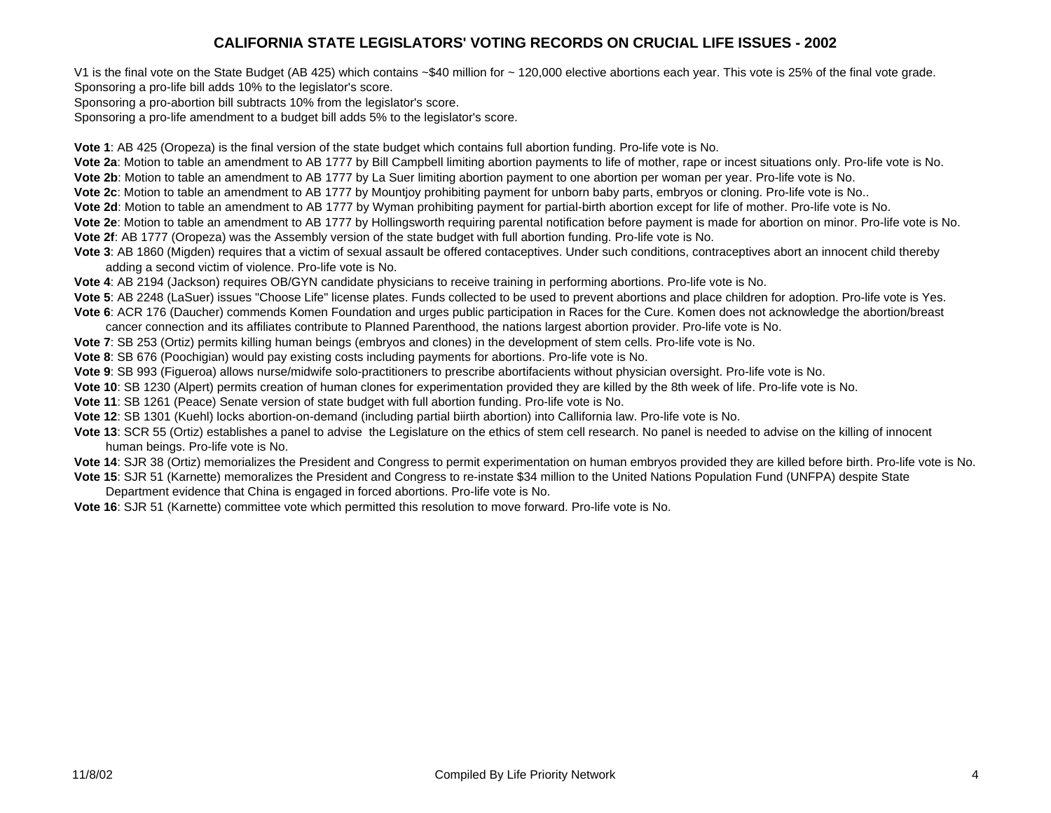# CALIFORNIA STATE LEGISLATORS' VOTING RECORDS ON CRUCIAL LIFE ISSUES - 2002

V1 is the final vote on the State Budget (AB 425) which contains ~$40 million for ~ 120,000 elective abortions each year. This vote is 25% of the final vote grade.
Sponsoring a pro-life bill adds 10% to the legislator's score.
Sponsoring a pro-abortion bill subtracts 10% from the legislator's score.
Sponsoring a pro-life amendment to a budget bill adds 5% to the legislator's score.

**Vote 1**: AB 425 (Oropeza) is the final version of the state budget which contains full abortion funding. Pro-life vote is No.
**Vote 2a**: Motion to table an amendment to AB 1777 by Bill Campbell limiting abortion payments to life of mother, rape or incest situations only. Pro-life vote is No.
**Vote 2b**: Motion to table an amendment to AB 1777 by La Suer limiting abortion payment to one abortion per woman per year. Pro-life vote is No.
**Vote 2c**: Motion to table an amendment to AB 1777 by Mountjoy prohibiting payment for unborn baby parts, embryos or cloning. Pro-life vote is No..
**Vote 2d**: Motion to table an amendment to AB 1777 by Wyman prohibiting payment for partial-birth abortion except for life of mother. Pro-life vote is No.
**Vote 2e**: Motion to table an amendment to AB 1777 by Hollingsworth requiring parental notification before payment is made for abortion on minor. Pro-life vote is No.
**Vote 2f**: AB 1777 (Oropeza) was the Assembly version of the state budget with full abortion funding. Pro-life vote is No.
**Vote 3**: AB 1860 (Migden) requires that a victim of sexual assault be offered contaceptives. Under such conditions, contraceptives abort an innocent child thereby adding a second victim of violence. Pro-life vote is No.
**Vote 4**: AB 2194 (Jackson) requires OB/GYN candidate physicians to receive training in performing abortions. Pro-life vote is No.
**Vote 5**: AB 2248 (LaSuer) issues "Choose Life" license plates. Funds collected to be used to prevent abortions and place children for adoption. Pro-life vote is Yes.
**Vote 6**: ACR 176 (Daucher) commends Komen Foundation and urges public participation in Races for the Cure. Komen does not acknowledge the abortion/breast cancer connection and its affiliates contribute to Planned Parenthood, the nations largest abortion provider. Pro-life vote is No.
**Vote 7**: SB 253 (Ortiz) permits killing human beings (embryos and clones) in the development of stem cells. Pro-life vote is No.
**Vote 8**: SB 676 (Poochigian) would pay existing costs including payments for abortions. Pro-life vote is No.
**Vote 9**: SB 993 (Figueroa) allows nurse/midwife solo-practitioners to prescribe abortifacients without physician oversight. Pro-life vote is No.
**Vote 10**: SB 1230 (Alpert) permits creation of human clones for experimentation provided they are killed by the 8th week of life. Pro-life vote is No.
**Vote 11**: SB 1261 (Peace) Senate version of state budget with full abortion funding. Pro-life vote is No.
**Vote 12**: SB 1301 (Kuehl) locks abortion-on-demand (including partial biirth abortion) into Callifornia law. Pro-life vote is No.
**Vote 13**: SCR 55 (Ortiz) establishes a panel to advise the Legislature on the ethics of stem cell research. No panel is needed to advise on the killing of innocent human beings. Pro-life vote is No.
**Vote 14**: SJR 38 (Ortiz) memorializes the President and Congress to permit experimentation on human embryos provided they are killed before birth. Pro-life vote is No.
**Vote 15**: SJR 51 (Karnette) memoralizes the President and Congress to re-instate $34 million to the United Nations Population Fund (UNFPA) despite State Department evidence that China is engaged in forced abortions. Pro-life vote is No.
**Vote 16**: SJR 51 (Karnette) committee vote which permitted this resolution to move forward. Pro-life vote is No.

11/8/02 Compiled By Life Priority Network